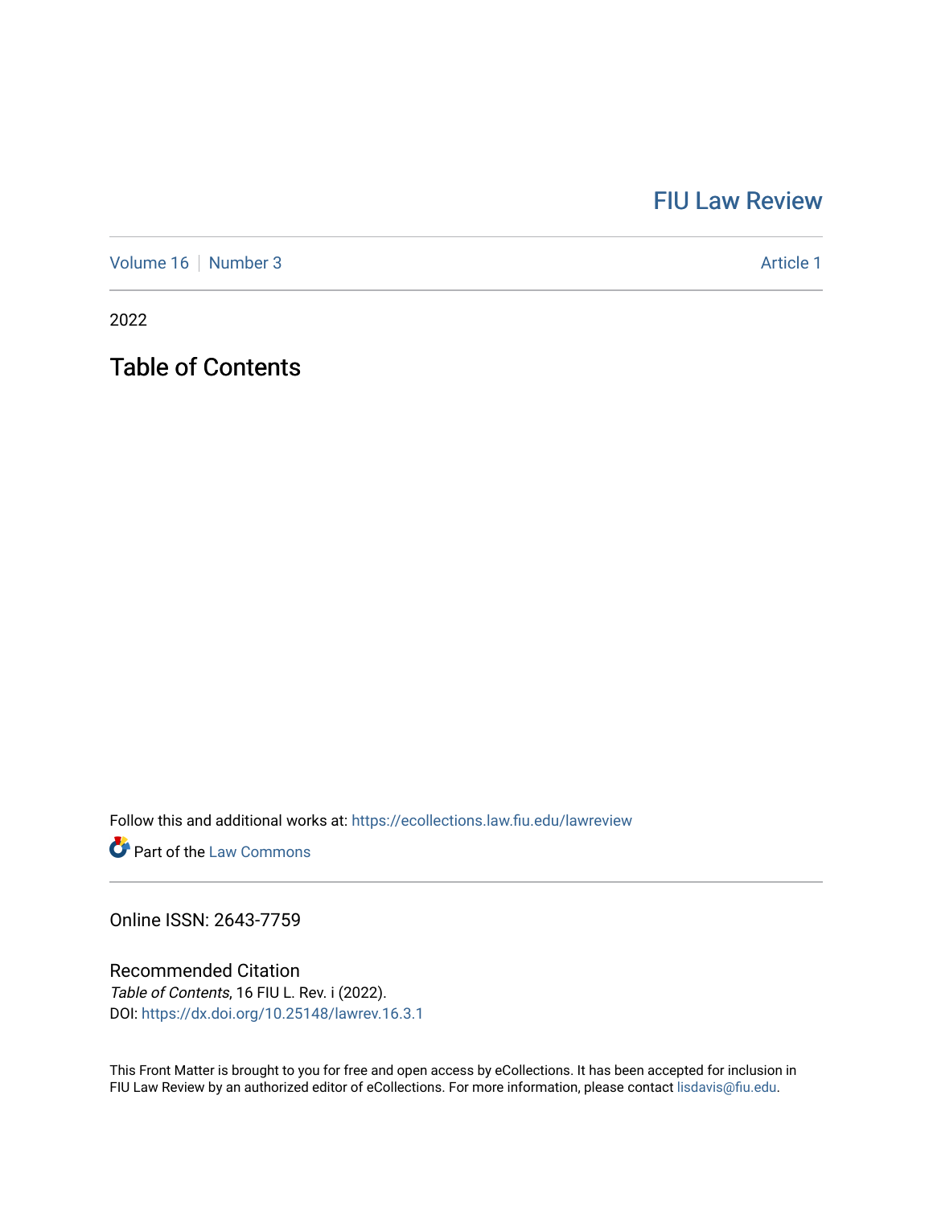# FIU Law Review

Volume 16 | Number 3 Article 1

2022

## Table of Contents

Follow this and additional works at: https://ecollections.law.fiu.edu/lawreview

Part of the Law Commons

Online ISSN: 2643-7759

### Recommended Citation

*Table of Contents*, 16 FIU L. Rev. i (2022).
DOI: https://dx.doi.org/10.25148/lawrev.16.3.1

This Front Matter is brought to you for free and open access by eCollections. It has been accepted for inclusion in FIU Law Review by an authorized editor of eCollections. For more information, please contact lisdavis@fiu.edu.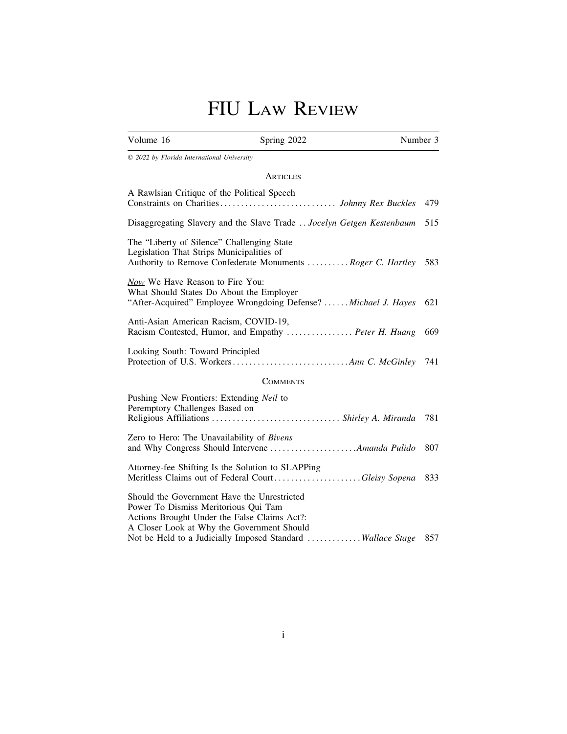# FIU Law Review

| Volume 16 | Spring 2022 | Number 3 |
|---|---|---|

*© 2022 by Florida International University*

## Articles

A Rawlsian Critique of the Political Speech Constraints on Charities ............................ *Johnny Rex Buckles* 479

Disaggregating Slavery and the Slave Trade .. *Jocelyn Getgen Kestenbaum* 515

The "Liberty of Silence" Challenging State Legislation That Strips Municipalities of Authority to Remove Confederate Monuments .......... *Roger C. Hartley* 583

*Now* We Have Reason to Fire You: What Should States Do About the Employer "After-Acquired" Employee Wrongdoing Defense? ...... *Michael J. Hayes* 621

Anti-Asian American Racism, COVID-19, Racism Contested, Humor, and Empathy ................ *Peter H. Huang* 669

Looking South: Toward Principled Protection of U.S. Workers ............................ *Ann C. McGinley* 741

## Comments

Pushing New Frontiers: Extending *Neil* to Peremptory Challenges Based on Religious Affiliations ............................... *Shirley A. Miranda* 781

Zero to Hero: The Unavailability of *Bivens* and Why Congress Should Intervene ..................... *Amanda Pulido* 807

Attorney-fee Shifting Is the Solution to SLAPPing Meritless Claims out of Federal Court ..................... *Gleisy Sopena* 833

Should the Government Have the Unrestricted Power To Dismiss Meritorious Qui Tam Actions Brought Under the False Claims Act?: A Closer Look at Why the Government Should Not be Held to a Judicially Imposed Standard ............. *Wallace Stage* 857